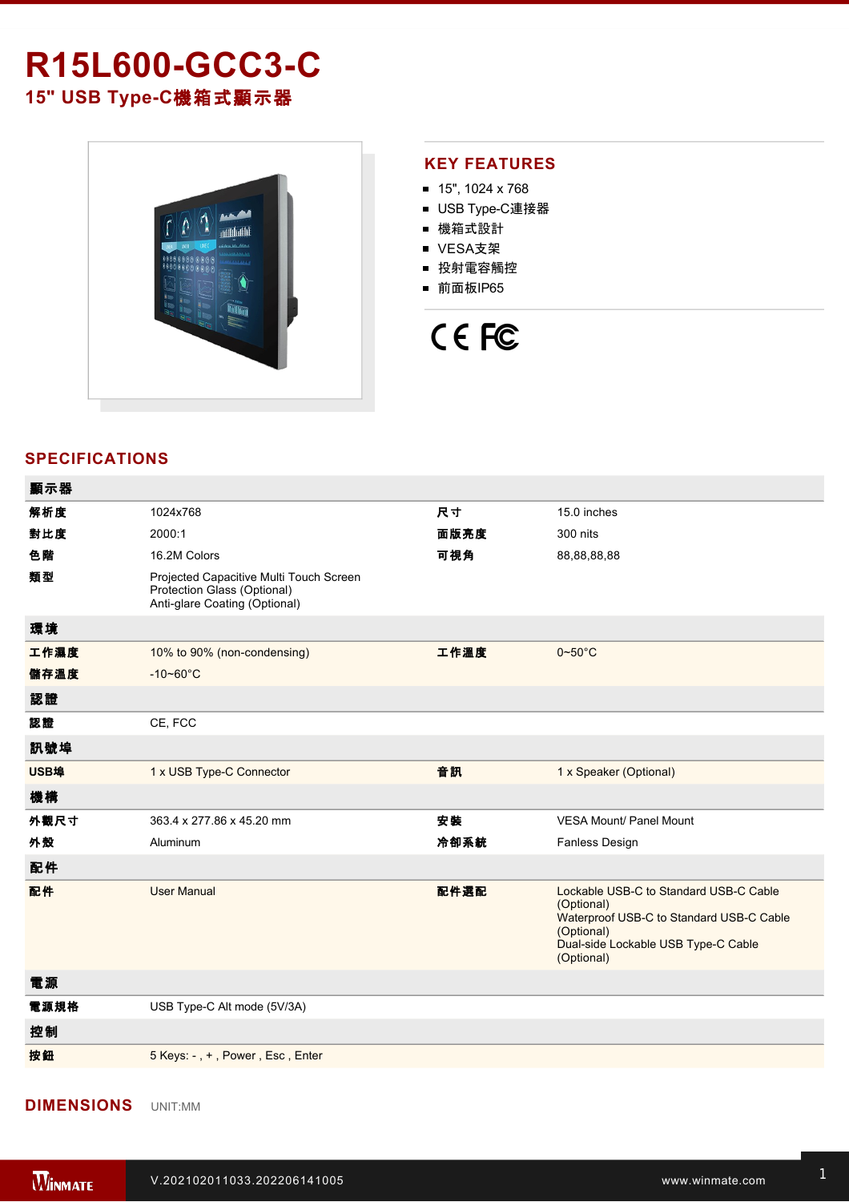# R15L600-GCC3-C

## 15" USB Type-C機箱式顯示器

## KEY FEATURES

- 15", 1024 x 768
- USB Type-C連接器
- 機箱式設計
- VESA支架
- 投射電容觸控
- 前面板IP65

## SPECIFICATIONS

| 顯示器 | | | |
|---|---|---|---|
| 解析度 | 1024x768 | 尺寸 | 15.0 inches |
| 對比度 | 2000:1 | 面版亮度 | 300 nits |
| 色階 | 16.2M Colors | 可視角 | 88,88,88,88 |
| 類型 | Projected Capacitive Multi Touch Screen<br>Protection Glass (Optional)<br>Anti-glare Coating (Optional) | | |
| **環境** | | | |
| 工作濕度 | 10% to 90% (non-condensing) | 工作溫度 | 0~50°C |
| 儲存溫度 | -10~60°C | | |
| **認證** | | | |
| 認證 | CE, FCC | | |
| **訊號埠** | | | |
| USB埠 | 1 x USB Type-C Connector | 音訊 | 1 x Speaker (Optional) |
| **機構** | | | |
| 外觀尺寸 | 363.4 x 277.86 x 45.20 mm | 安裝 | VESA Mount/ Panel Mount |
| 外殼 | Aluminum | 冷卻系統 | Fanless Design |
| **配件** | | | |
| 配件 | User Manual | 配件選配 | Lockable USB-C to Standard USB-C Cable (Optional)<br>Waterproof USB-C to Standard USB-C Cable (Optional)<br>Dual-side Lockable USB Type-C Cable (Optional) |
| **電源** | | | |
| 電源規格 | USB Type-C Alt mode (5V/3A) | | |
| **控制** | | | |
| 按鈕 | 5 Keys: - , + , Power , Esc , Enter | | |

## DIMENSIONS

UNIT:MM

V.202102011033.202206141005

www.winmate.com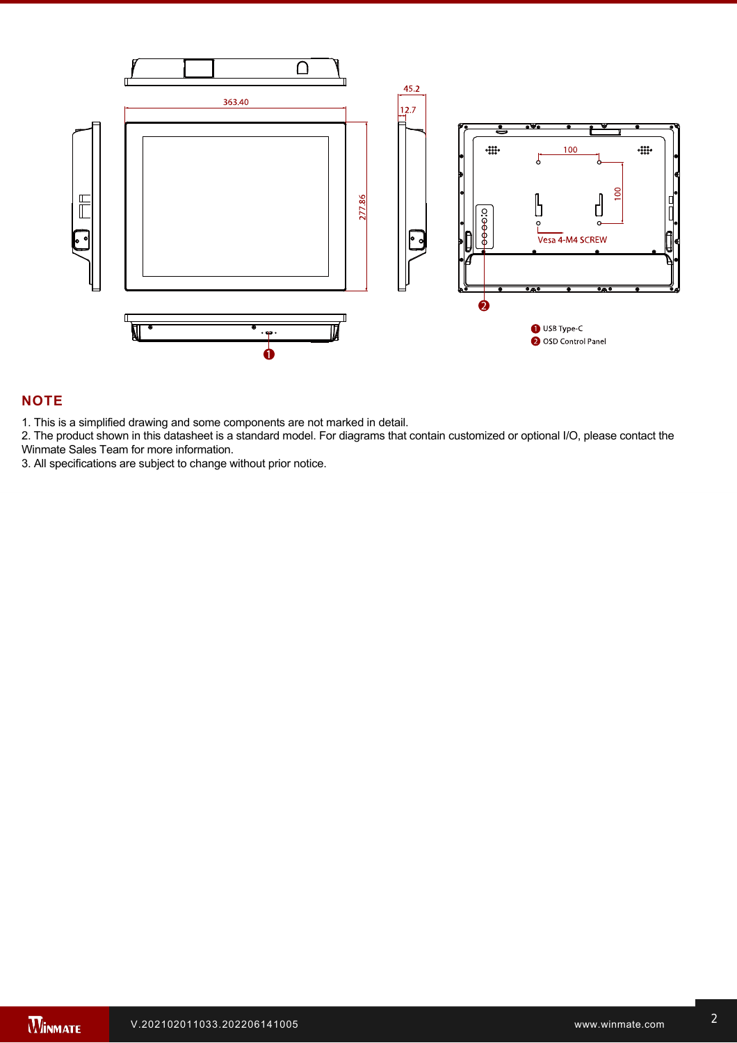363.40

277.86

45.2

12.7

100

100

Vesa 4-M4 SCREW

1 USB Type-C

2 OSD Control Panel

## NOTE

1. This is a simplified drawing and some components are not marked in detail.
2. The product shown in this datasheet is a standard model. For diagrams that contain customized or optional I/O, please contact the Winmate Sales Team for more information.
3. All specifications are subject to change without prior notice.